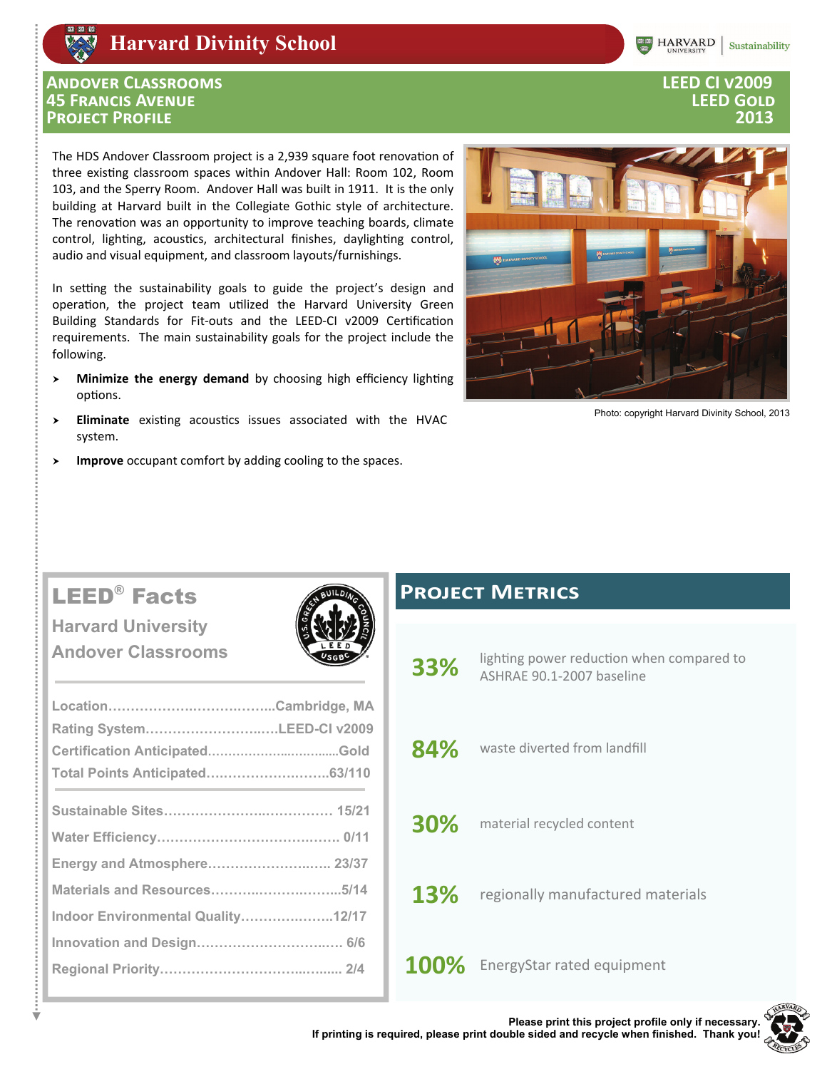# Harvard Divinity School

HARVARD UNIVERSITY | Sustainability

## Andover Classrooms 45 Francis Avenue Project Profile

**LEED CI v2009**
**LEED Gold**
**2013**

The HDS Andover Classroom project is a 2,939 square foot renovation of three existing classroom spaces within Andover Hall: Room 102, Room 103, and the Sperry Room. Andover Hall was built in 1911. It is the only building at Harvard built in the Collegiate Gothic style of architecture. The renovation was an opportunity to improve teaching boards, climate control, lighting, acoustics, architectural finishes, daylighting control, audio and visual equipment, and classroom layouts/furnishings.

In setting the sustainability goals to guide the project's design and operation, the project team utilized the Harvard University Green Building Standards for Fit-outs and the LEED-CI v2009 Certification requirements. The main sustainability goals for the project include the following.

- **Minimize the energy demand** by choosing high efficiency lighting options.
- **Eliminate** existing acoustics issues associated with the HVAC system.
- **Improve** occupant comfort by adding cooling to the spaces.

Photo: copyright Harvard Divinity School, 2013

## LEED® Facts

**Harvard University**
**Andover Classrooms**

| | |
|---|---|
| Location | Cambridge, MA |
| Rating System | LEED-CI v2009 |
| Certification Anticipated | Gold |
| Total Points Anticipated | 63/110 |

| | |
|---|---|
| Sustainable Sites | 15/21 |
| Water Efficiency | 0/11 |
| Energy and Atmosphere | 23/37 |
| Materials and Resources | 5/14 |
| Indoor Environmental Quality | 12/17 |
| Innovation and Design | 6/6 |
| Regional Priority | 2/4 |

## Project Metrics

| | |
|---|---|
| **33%** | lighting power reduction when compared to ASHRAE 90.1-2007 baseline |
| **84%** | waste diverted from landfill |
| **30%** | material recycled content |
| **13%** | regionally manufactured materials |
| **100%** | EnergyStar rated equipment |

**Please print this project profile only if necessary.**
**If printing is required, please print double sided and recycle when finished. Thank you!**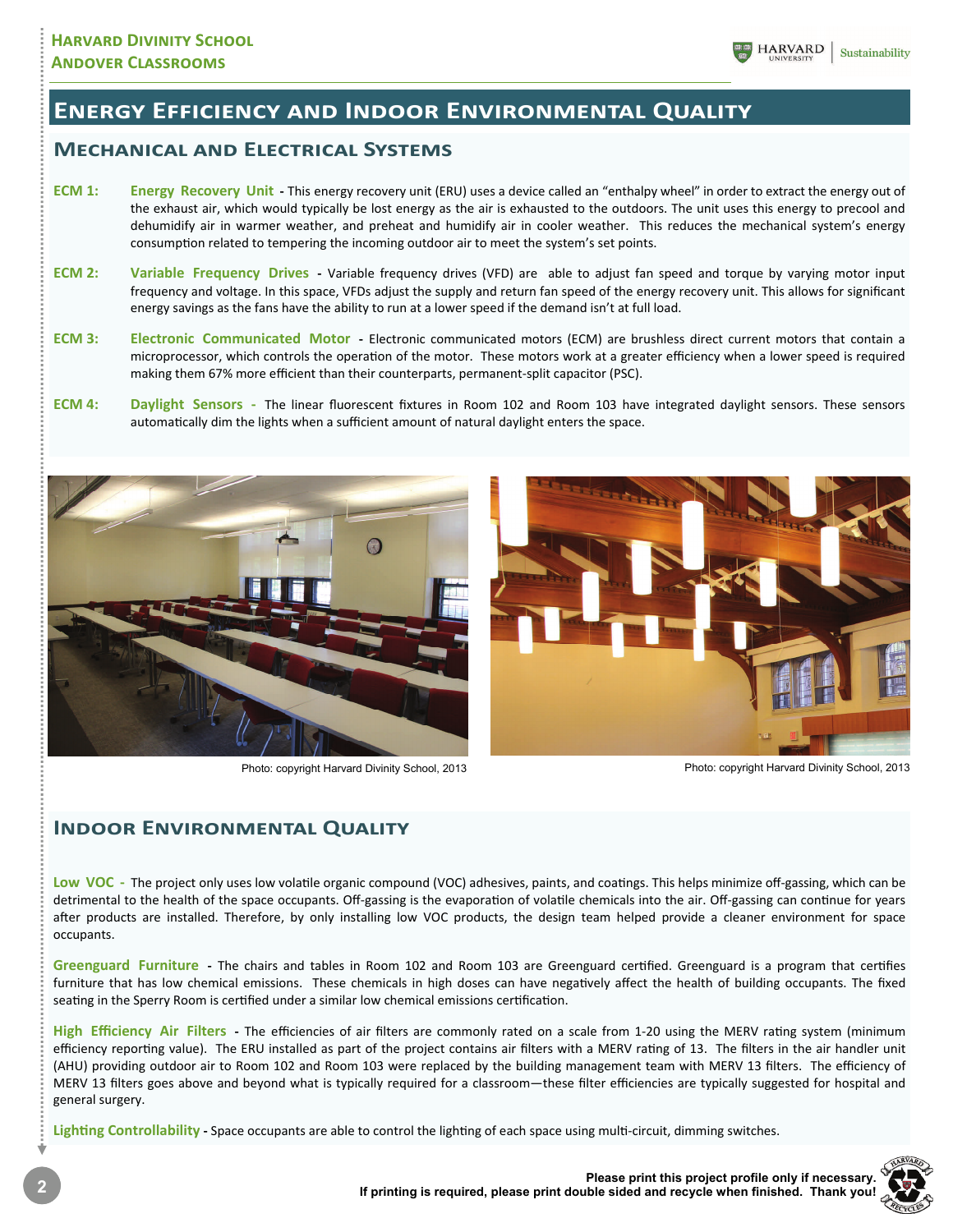# Energy Efficiency and Indoor Environmental Quality

## Mechanical and Electrical Systems

**ECM 1:** **Energy Recovery Unit** - This energy recovery unit (ERU) uses a device called an "enthalpy wheel" in order to extract the energy out of the exhaust air, which would typically be lost energy as the air is exhausted to the outdoors. The unit uses this energy to precool and dehumidify air in warmer weather, and preheat and humidify air in cooler weather. This reduces the mechanical system's energy consumption related to tempering the incoming outdoor air to meet the system's set points.

**ECM 2:** **Variable Frequency Drives** - Variable frequency drives (VFD) are able to adjust fan speed and torque by varying motor input frequency and voltage. In this space, VFDs adjust the supply and return fan speed of the energy recovery unit. This allows for significant energy savings as the fans have the ability to run at a lower speed if the demand isn't at full load.

**ECM 3:** **Electronic Communicated Motor** - Electronic communicated motors (ECM) are brushless direct current motors that contain a microprocessor, which controls the operation of the motor. These motors work at a greater efficiency when a lower speed is required making them 67% more efficient than their counterparts, permanent-split capacitor (PSC).

**ECM 4:** **Daylight Sensors** - The linear fluorescent fixtures in Room 102 and Room 103 have integrated daylight sensors. These sensors automatically dim the lights when a sufficient amount of natural daylight enters the space.

Photo: copyright Harvard Divinity School, 2013

Photo: copyright Harvard Divinity School, 2013

## Indoor Environmental Quality

**Low VOC** - The project only uses low volatile organic compound (VOC) adhesives, paints, and coatings. This helps minimize off-gassing, which can be detrimental to the health of the space occupants. Off-gassing is the evaporation of volatile chemicals into the air. Off-gassing can continue for years after products are installed. Therefore, by only installing low VOC products, the design team helped provide a cleaner environment for space occupants.

**Greenguard Furniture** - The chairs and tables in Room 102 and Room 103 are Greenguard certified. Greenguard is a program that certifies furniture that has low chemical emissions. These chemicals in high doses can have negatively affect the health of building occupants. The fixed seating in the Sperry Room is certified under a similar low chemical emissions certification.

**High Efficiency Air Filters** - The efficiencies of air filters are commonly rated on a scale from 1-20 using the MERV rating system (minimum efficiency reporting value). The ERU installed as part of the project contains air filters with a MERV rating of 13. The filters in the air handler unit (AHU) providing outdoor air to Room 102 and Room 103 were replaced by the building management team with MERV 13 filters. The efficiency of MERV 13 filters goes above and beyond what is typically required for a classroom—these filter efficiencies are typically suggested for hospital and general surgery.

**Lighting Controllability** - Space occupants are able to control the lighting of each space using multi-circuit, dimming switches.

**Please print this project profile only if necessary.**
**If printing is required, please print double sided and recycle when finished. Thank you!**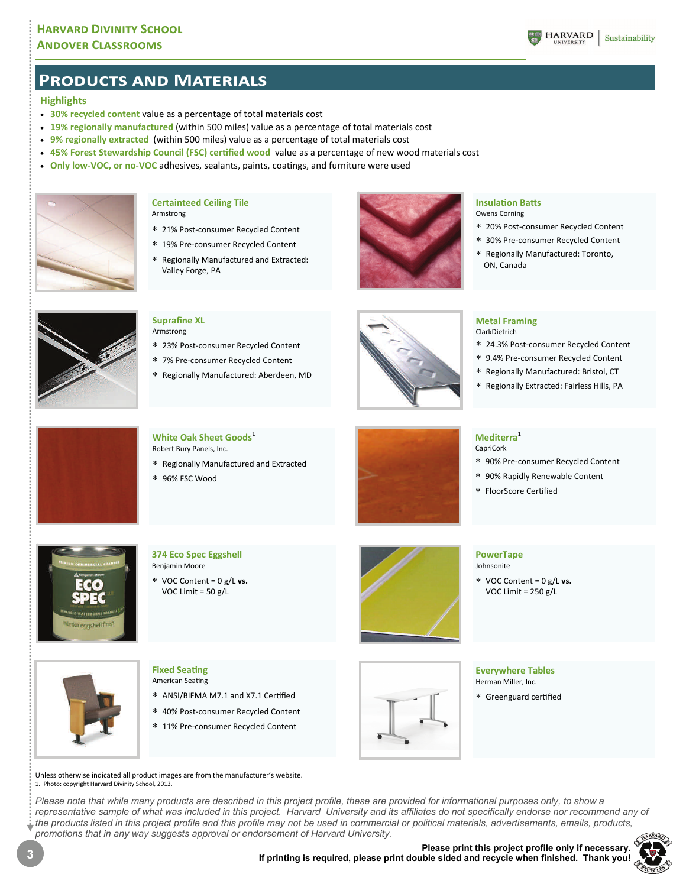# Products and Materials

## Highlights

- **30% recycled content** value as a percentage of total materials cost
- **19% regionally manufactured** (within 500 miles) value as a percentage of total materials cost
- **9% regionally extracted** (within 500 miles) value as a percentage of total materials cost
- **45% Forest Stewardship Council (FSC) certified wood** value as a percentage of new wood materials cost
- **Only low-VOC, or no-VOC** adhesives, sealants, paints, coatings, and furniture were used

### Certainteed Ceiling Tile
Armstrong

* 21% Post-consumer Recycled Content
* 19% Pre-consumer Recycled Content
* Regionally Manufactured and Extracted: Valley Forge, PA

### Insulation Batts
Owens Corning

* 20% Post-consumer Recycled Content
* 30% Pre-consumer Recycled Content
* Regionally Manufactured: Toronto, ON, Canada

### Suprafine XL
Armstrong

* 23% Post-consumer Recycled Content
* 7% Pre-consumer Recycled Content
* Regionally Manufactured: Aberdeen, MD

### Metal Framing
ClarkDietrich

* 24.3% Post-consumer Recycled Content
* 9.4% Pre-consumer Recycled Content
* Regionally Manufactured: Bristol, CT
* Regionally Extracted: Fairless Hills, PA

### White Oak Sheet Goods[1]
Robert Bury Panels, Inc.

* Regionally Manufactured and Extracted
* 96% FSC Wood

### Mediterra[1]
CapriCork

* 90% Pre-consumer Recycled Content
* 90% Rapidly Renewable Content
* FloorScore Certified

### 374 Eco Spec Eggshell
Benjamin Moore

* VOC Content = 0 g/L **vs.** VOC Limit = 50 g/L

### PowerTape
Johnsonite

* VOC Content = 0 g/L **vs.** VOC Limit = 250 g/L

### Fixed Seating
American Seating

* ANSI/BIFMA M7.1 and X7.1 Certified
* 40% Post-consumer Recycled Content
* 11% Pre-consumer Recycled Content

### Everywhere Tables
Herman Miller, Inc.

* Greenguard certified

Unless otherwise indicated all product images are from the manufacturer's website.
1. Photo: copyright Harvard Divinity School, 2013.

*Please note that while many products are described in this project profile, these are provided for informational purposes only, to show a representative sample of what was included in this project. Harvard University and its affiliates do not specifically endorse nor recommend any of the products listed in this project profile and this profile may not be used in commercial or political materials, advertisements, emails, products, promotions that in any way suggests approval or endorsement of Harvard University.*

**Please print this project profile only if necessary.**
**If printing is required, please print double sided and recycle when finished. Thank you!**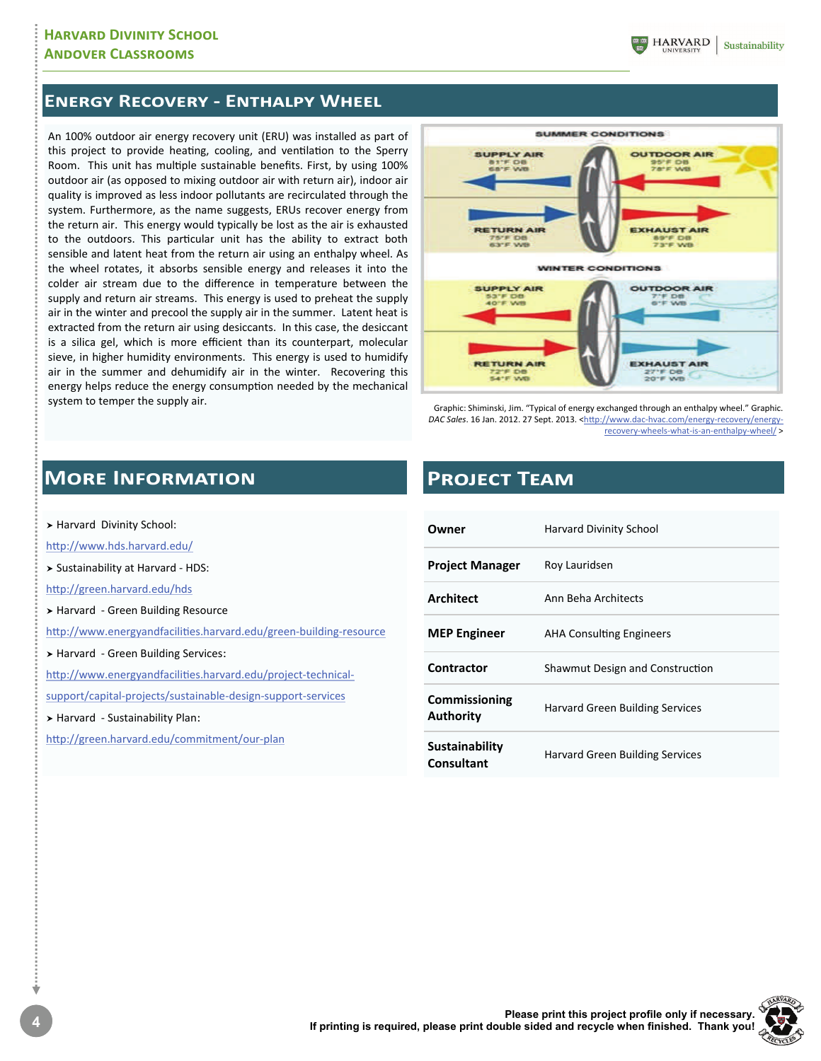# Harvard Divinity School Andover Classrooms

## Energy Recovery - Enthalpy Wheel

An 100% outdoor air energy recovery unit (ERU) was installed as part of this project to provide heating, cooling, and ventilation to the Sperry Room. This unit has multiple sustainable benefits. First, by using 100% outdoor air (as opposed to mixing outdoor air with return air), indoor air quality is improved as less indoor pollutants are recirculated through the system. Furthermore, as the name suggests, ERUs recover energy from the return air. This energy would typically be lost as the air is exhausted to the outdoors. This particular unit has the ability to extract both sensible and latent heat from the return air using an enthalpy wheel. As the wheel rotates, it absorbs sensible energy and releases it into the colder air stream due to the difference in temperature between the supply and return air streams. This energy is used to preheat the supply air in the winter and precool the supply air in the summer. Latent heat is extracted from the return air using desiccants. In this case, the desiccant is a silica gel, which is more efficient than its counterpart, molecular sieve, in higher humidity environments. This energy is used to humidify air in the summer and dehumidify air in the winter. Recovering this energy helps reduce the energy consumption needed by the mechanical system to temper the supply air.

SUMMER CONDITIONS

SUPPLY AIR
81°F DB
68°F WB

OUTDOOR AIR
95°F DB
78°F WB

RETURN AIR
75°F DB
63°F WB

EXHAUST AIR
89°F DB
73°F WB

WINTER CONDITIONS

SUPPLY AIR
53°F DB
40°F WB

OUTDOOR AIR
7°F DB
6°F WB

RETURN AIR
72°F DB
54°F WB

EXHAUST AIR
27°F DB
20°F WB

Graphic: Shiminski, Jim. "Typical of energy exchanged through an enthalpy wheel." Graphic. *DAC Sales*. 16 Jan. 2012. 27 Sept. 2013. <http://www.dac-hvac.com/energy-recovery/energy-recovery-wheels-what-is-an-enthalpy-wheel/ >

## More Information

- Harvard Divinity School:
  http://www.hds.harvard.edu/
- Sustainability at Harvard - HDS:
  http://green.harvard.edu/hds
- Harvard - Green Building Resource
  http://www.energyandfacilities.harvard.edu/green-building-resource
- Harvard - Green Building Services:
  http://www.energyandfacilities.harvard.edu/project-technical-support/capital-projects/sustainable-design-support-services
- Harvard - Sustainability Plan:
  http://green.harvard.edu/commitment/our-plan

## Project Team

| | |
|---|---|
| **Owner** | Harvard Divinity School |
| **Project Manager** | Roy Lauridsen |
| **Architect** | Ann Beha Architects |
| **MEP Engineer** | AHA Consulting Engineers |
| **Contractor** | Shawmut Design and Construction |
| **Commissioning Authority** | Harvard Green Building Services |
| **Sustainability Consultant** | Harvard Green Building Services |

**Please print this project profile only if necessary.**
**If printing is required, please print double sided and recycle when finished. Thank you!**